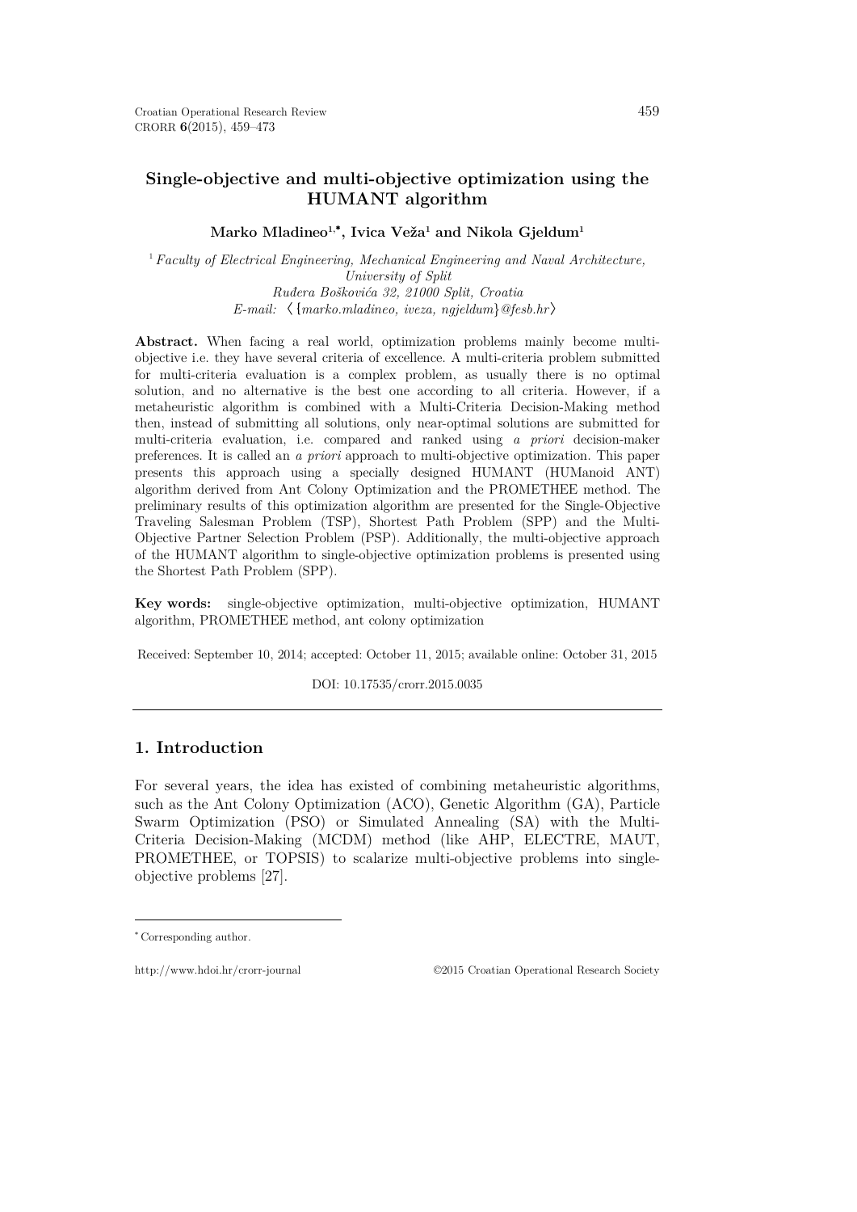# Single-objective and multi-objective optimization using the HUMANT algorithm

**Marko Mladineo[1,*], Ivica Veža[1] and Nikola Gjeldum[1]**

[1] *Faculty of Electrical Engineering, Mechanical Engineering and Naval Architecture, University of Split*
*Ruđera Boškovića 32, 21000 Split, Croatia*
*E-mail:* 〈{*marko.mladineo, iveza, ngjeldum*}*@fesb.hr*〉

**Abstract.** When facing a real world, optimization problems mainly become multi-objective i.e. they have several criteria of excellence. A multi-criteria problem submitted for multi-criteria evaluation is a complex problem, as usually there is no optimal solution, and no alternative is the best one according to all criteria. However, if a metaheuristic algorithm is combined with a Multi-Criteria Decision-Making method then, instead of submitting all solutions, only near-optimal solutions are submitted for multi-criteria evaluation, i.e. compared and ranked using *a priori* decision-maker preferences. It is called an *a priori* approach to multi-objective optimization. This paper presents this approach using a specially designed HUMANT (HUManoid ANT) algorithm derived from Ant Colony Optimization and the PROMETHEE method. The preliminary results of this optimization algorithm are presented for the Single-Objective Traveling Salesman Problem (TSP), Shortest Path Problem (SPP) and the Multi-Objective Partner Selection Problem (PSP). Additionally, the multi-objective approach of the HUMANT algorithm to single-objective optimization problems is presented using the Shortest Path Problem (SPP).

**Key words:** single-objective optimization, multi-objective optimization, HUMANT algorithm, PROMETHEE method, ant colony optimization

Received: September 10, 2014; accepted: October 11, 2015; available online: October 31, 2015

DOI: 10.17535/crorr.2015.0035

## 1. Introduction

For several years, the idea has existed of combining metaheuristic algorithms, such as the Ant Colony Optimization (ACO), Genetic Algorithm (GA), Particle Swarm Optimization (PSO) or Simulated Annealing (SA) with the Multi-Criteria Decision-Making (MCDM) method (like AHP, ELECTRE, MAUT, PROMETHEE, or TOPSIS) to scalarize multi-objective problems into single-objective problems [27].

---

[*] Corresponding author.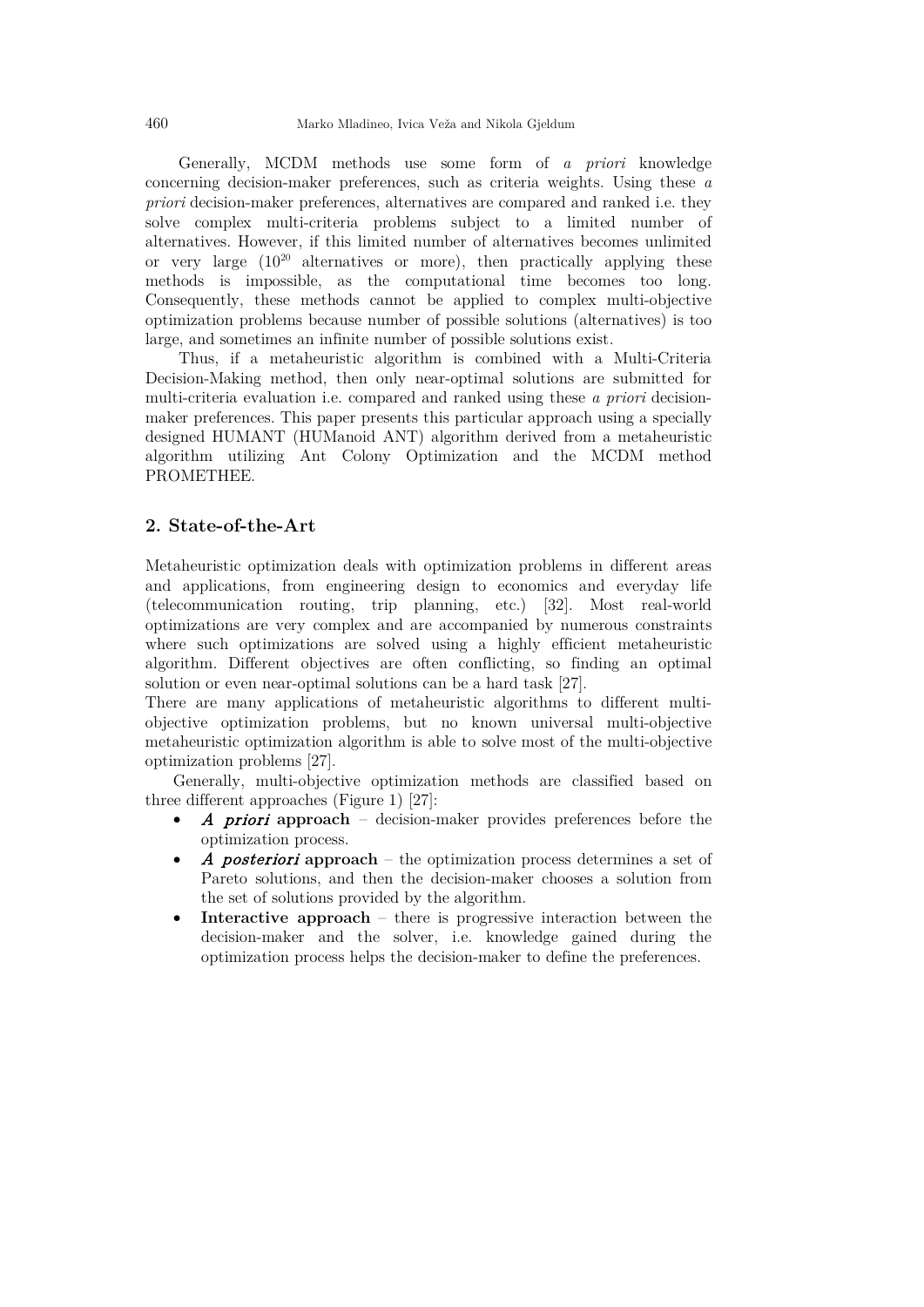Generally, MCDM methods use some form of *a priori* knowledge concerning decision-maker preferences, such as criteria weights. Using these *a priori* decision-maker preferences, alternatives are compared and ranked i.e. they solve complex multi-criteria problems subject to a limited number of alternatives. However, if this limited number of alternatives becomes unlimited or very large ($10^{20}$ alternatives or more), then practically applying these methods is impossible, as the computational time becomes too long. Consequently, these methods cannot be applied to complex multi-objective optimization problems because number of possible solutions (alternatives) is too large, and sometimes an infinite number of possible solutions exist.

Thus, if a metaheuristic algorithm is combined with a Multi-Criteria Decision-Making method, then only near-optimal solutions are submitted for multi-criteria evaluation i.e. compared and ranked using these *a priori* decision-maker preferences. This paper presents this particular approach using a specially designed HUMANT (HUManoid ANT) algorithm derived from a metaheuristic algorithm utilizing Ant Colony Optimization and the MCDM method PROMETHEE.

## 2. State-of-the-Art

Metaheuristic optimization deals with optimization problems in different areas and applications, from engineering design to economics and everyday life (telecommunication routing, trip planning, etc.) [32]. Most real-world optimizations are very complex and are accompanied by numerous constraints where such optimizations are solved using a highly efficient metaheuristic algorithm. Different objectives are often conflicting, so finding an optimal solution or even near-optimal solutions can be a hard task [27].

There are many applications of metaheuristic algorithms to different multi-objective optimization problems, but no known universal multi-objective metaheuristic optimization algorithm is able to solve most of the multi-objective optimization problems [27].

Generally, multi-objective optimization methods are classified based on three different approaches (Figure 1) [27]:

- ***A priori* approach** – decision-maker provides preferences before the optimization process.
- ***A posteriori* approach** – the optimization process determines a set of Pareto solutions, and then the decision-maker chooses a solution from the set of solutions provided by the algorithm.
- **Interactive approach** – there is progressive interaction between the decision-maker and the solver, i.e. knowledge gained during the optimization process helps the decision-maker to define the preferences.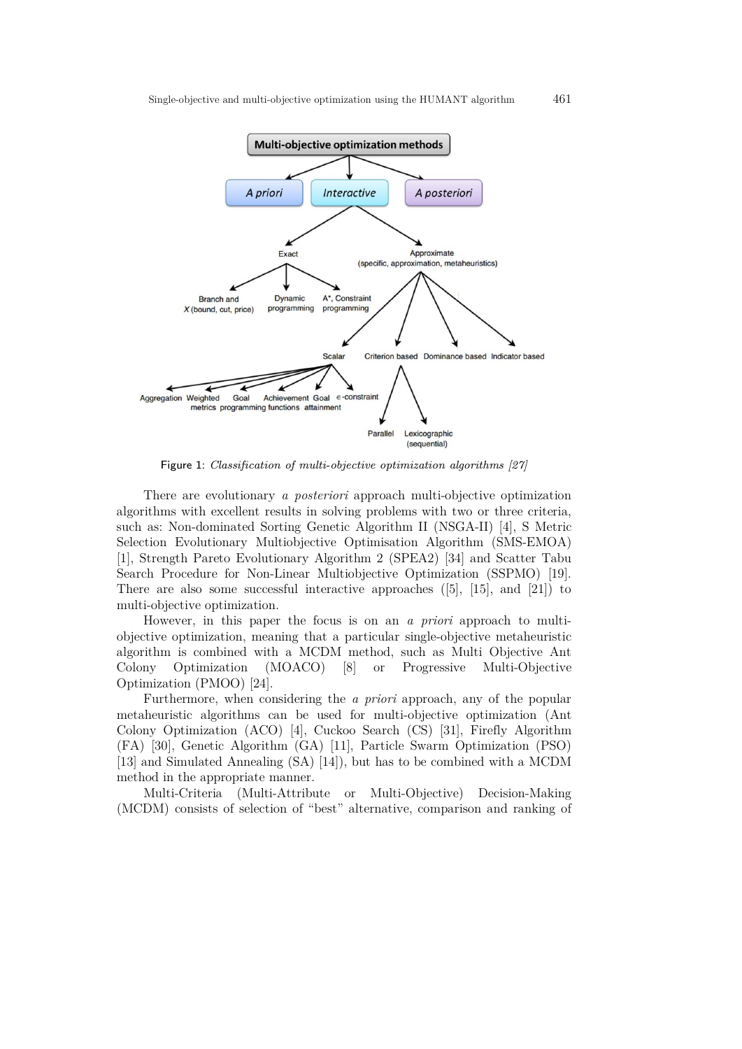Figure 1: *Classification of multi-objective optimization algorithms [27]*

There are evolutionary *a posteriori* approach multi-objective optimization algorithms with excellent results in solving problems with two or three criteria, such as: Non-dominated Sorting Genetic Algorithm II (NSGA-II) [4], S Metric Selection Evolutionary Multiobjective Optimisation Algorithm (SMS-EMOA) [1], Strength Pareto Evolutionary Algorithm 2 (SPEA2) [34] and Scatter Tabu Search Procedure for Non-Linear Multiobjective Optimization (SSPMO) [19]. There are also some successful interactive approaches ([5], [15], and [21]) to multi-objective optimization.

However, in this paper the focus is on an *a priori* approach to multi-objective optimization, meaning that a particular single-objective metaheuristic algorithm is combined with a MCDM method, such as Multi Objective Ant Colony Optimization (MOACO) [8] or Progressive Multi-Objective Optimization (PMOO) [24].

Furthermore, when considering the *a priori* approach, any of the popular metaheuristic algorithms can be used for multi-objective optimization (Ant Colony Optimization (ACO) [4], Cuckoo Search (CS) [31], Firefly Algorithm (FA) [30], Genetic Algorithm (GA) [11], Particle Swarm Optimization (PSO) [13] and Simulated Annealing (SA) [14]), but has to be combined with a MCDM method in the appropriate manner.

Multi-Criteria (Multi-Attribute or Multi-Objective) Decision-Making (MCDM) consists of selection of "best" alternative, comparison and ranking of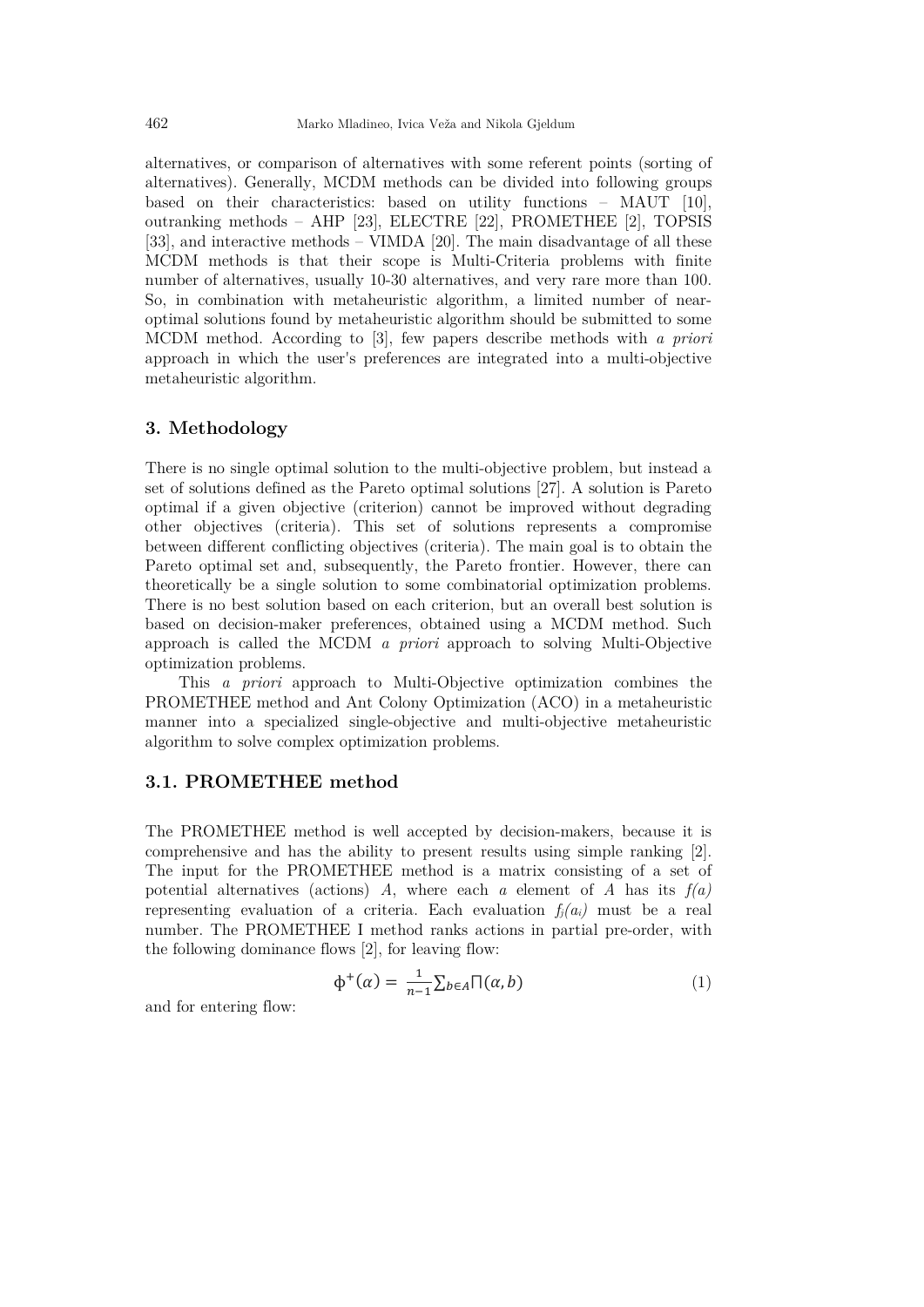alternatives, or comparison of alternatives with some referent points (sorting of alternatives). Generally, MCDM methods can be divided into following groups based on their characteristics: based on utility functions – MAUT [10], outranking methods – AHP [23], ELECTRE [22], PROMETHEE [2], TOPSIS [33], and interactive methods – VIMDA [20]. The main disadvantage of all these MCDM methods is that their scope is Multi-Criteria problems with finite number of alternatives, usually 10-30 alternatives, and very rare more than 100. So, in combination with metaheuristic algorithm, a limited number of near-optimal solutions found by metaheuristic algorithm should be submitted to some MCDM method. According to [3], few papers describe methods with *a priori* approach in which the user's preferences are integrated into a multi-objective metaheuristic algorithm.

## 3. Methodology

There is no single optimal solution to the multi-objective problem, but instead a set of solutions defined as the Pareto optimal solutions [27]. A solution is Pareto optimal if a given objective (criterion) cannot be improved without degrading other objectives (criteria). This set of solutions represents a compromise between different conflicting objectives (criteria). The main goal is to obtain the Pareto optimal set and, subsequently, the Pareto frontier. However, there can theoretically be a single solution to some combinatorial optimization problems. There is no best solution based on each criterion, but an overall best solution is based on decision-maker preferences, obtained using a MCDM method. Such approach is called the MCDM *a priori* approach to solving Multi-Objective optimization problems.

This *a priori* approach to Multi-Objective optimization combines the PROMETHEE method and Ant Colony Optimization (ACO) in a metaheuristic manner into a specialized single-objective and multi-objective metaheuristic algorithm to solve complex optimization problems.

### 3.1. PROMETHEE method

The PROMETHEE method is well accepted by decision-makers, because it is comprehensive and has the ability to present results using simple ranking [2]. The input for the PROMETHEE method is a matrix consisting of a set of potential alternatives (actions) *A*, where each *a* element of *A* has its *f(a)* representing evaluation of a criteria. Each evaluation $f_j(a_i)$ must be a real number. The PROMETHEE I method ranks actions in partial pre-order, with the following dominance flows [2], for leaving flow:

$$\phi^{+}(\alpha) = \frac{1}{n-1}\sum_{b \in A}\Pi(\alpha, b) \tag{1}$$

and for entering flow: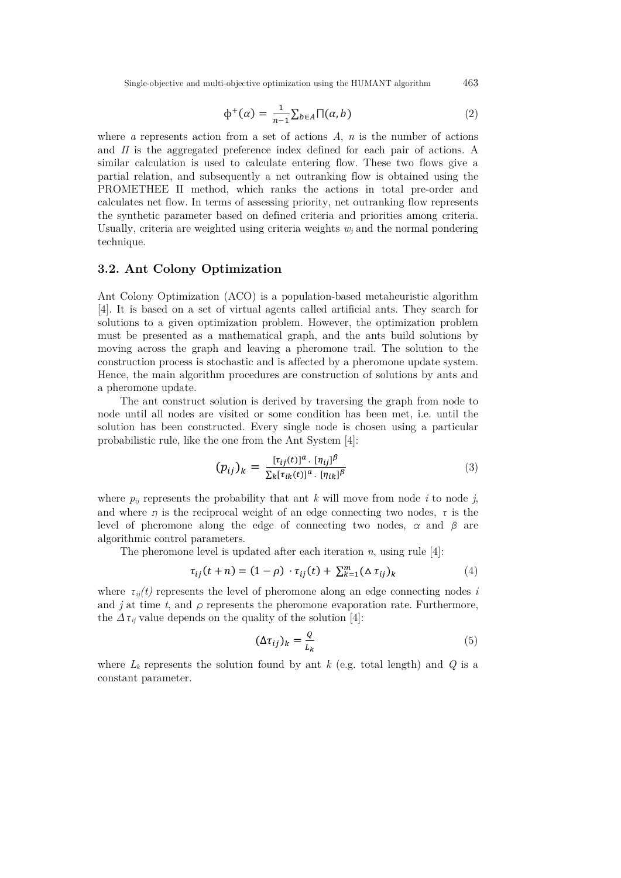$$\phi^{+}(\alpha) = \frac{1}{n-1} \sum_{b \in A} \Pi(\alpha, b) \tag{2}$$

where $a$ represents action from a set of actions $A$, $n$ is the number of actions and $\Pi$ is the aggregated preference index defined for each pair of actions. A similar calculation is used to calculate entering flow. These two flows give a partial relation, and subsequently a net outranking flow is obtained using the PROMETHEE II method, which ranks the actions in total pre-order and calculates net flow. In terms of assessing priority, net outranking flow represents the synthetic parameter based on defined criteria and priorities among criteria. Usually, criteria are weighted using criteria weights $w_j$ and the normal pondering technique.

## 3.2. Ant Colony Optimization

Ant Colony Optimization (ACO) is a population-based metaheuristic algorithm [4]. It is based on a set of virtual agents called artificial ants. They search for solutions to a given optimization problem. However, the optimization problem must be presented as a mathematical graph, and the ants build solutions by moving across the graph and leaving a pheromone trail. The solution to the construction process is stochastic and is affected by a pheromone update system. Hence, the main algorithm procedures are construction of solutions by ants and a pheromone update.

The ant construct solution is derived by traversing the graph from node to node until all nodes are visited or some condition has been met, i.e. until the solution has been constructed. Every single node is chosen using a particular probabilistic rule, like the one from the Ant System [4]:

$$(p_{ij})_k = \frac{[\tau_{ij}(t)]^{\alpha} \cdot [\eta_{ij}]^{\beta}}{\sum_k [\tau_{ik}(t)]^{\alpha} \cdot [\eta_{ik}]^{\beta}} \tag{3}$$

where $p_{ij}$ represents the probability that ant $k$ will move from node $i$ to node $j$, and where $\eta$ is the reciprocal weight of an edge connecting two nodes, $\tau$ is the level of pheromone along the edge of connecting two nodes, $\alpha$ and $\beta$ are algorithmic control parameters.

The pheromone level is updated after each iteration $n$, using rule [4]:

$$\tau_{ij}(t+n) = (1-\rho) \cdot \tau_{ij}(t) + \sum_{k=1}^{m} (\Delta \tau_{ij})_k \tag{4}$$

where $\tau_{ij}(t)$ represents the level of pheromone along an edge connecting nodes $i$ and $j$ at time $t$, and $\rho$ represents the pheromone evaporation rate. Furthermore, the $\Delta \tau_{ij}$ value depends on the quality of the solution [4]:

$$(\Delta \tau_{ij})_k = \frac{Q}{L_k} \tag{5}$$

where $L_k$ represents the solution found by ant $k$ (e.g. total length) and $Q$ is a constant parameter.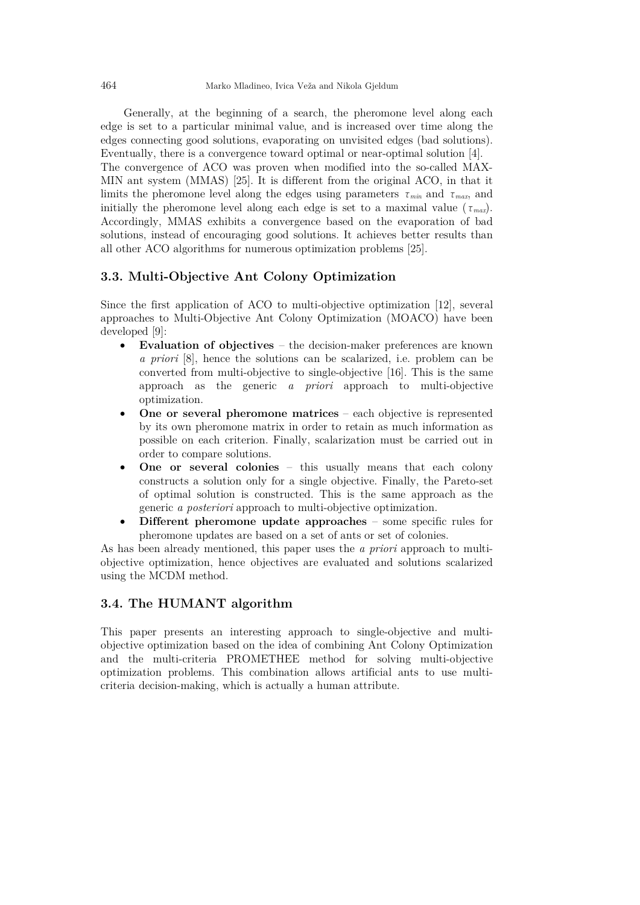Generally, at the beginning of a search, the pheromone level along each edge is set to a particular minimal value, and is increased over time along the edges connecting good solutions, evaporating on unvisited edges (bad solutions). Eventually, there is a convergence toward optimal or near-optimal solution [4].
The convergence of ACO was proven when modified into the so-called MAX-MIN ant system (MMAS) [25]. It is different from the original ACO, in that it limits the pheromone level along the edges using parameters $\tau_{min}$ and $\tau_{max}$, and initially the pheromone level along each edge is set to a maximal value ($\tau_{max}$). Accordingly, MMAS exhibits a convergence based on the evaporation of bad solutions, instead of encouraging good solutions. It achieves better results than all other ACO algorithms for numerous optimization problems [25].

### 3.3. Multi-Objective Ant Colony Optimization

Since the first application of ACO to multi-objective optimization [12], several approaches to Multi-Objective Ant Colony Optimization (MOACO) have been developed [9]:

- **Evaluation of objectives** – the decision-maker preferences are known *a priori* [8], hence the solutions can be scalarized, i.e. problem can be converted from multi-objective to single-objective [16]. This is the same approach as the generic *a priori* approach to multi-objective optimization.
- **One or several pheromone matrices** – each objective is represented by its own pheromone matrix in order to retain as much information as possible on each criterion. Finally, scalarization must be carried out in order to compare solutions.
- **One or several colonies** – this usually means that each colony constructs a solution only for a single objective. Finally, the Pareto-set of optimal solution is constructed. This is the same approach as the generic *a posteriori* approach to multi-objective optimization.
- **Different pheromone update approaches** – some specific rules for pheromone updates are based on a set of ants or set of colonies.

As has been already mentioned, this paper uses the *a priori* approach to multi-objective optimization, hence objectives are evaluated and solutions scalarized using the MCDM method.

### 3.4. The HUMANT algorithm

This paper presents an interesting approach to single-objective and multi-objective optimization based on the idea of combining Ant Colony Optimization and the multi-criteria PROMETHEE method for solving multi-objective optimization problems. This combination allows artificial ants to use multi-criteria decision-making, which is actually a human attribute.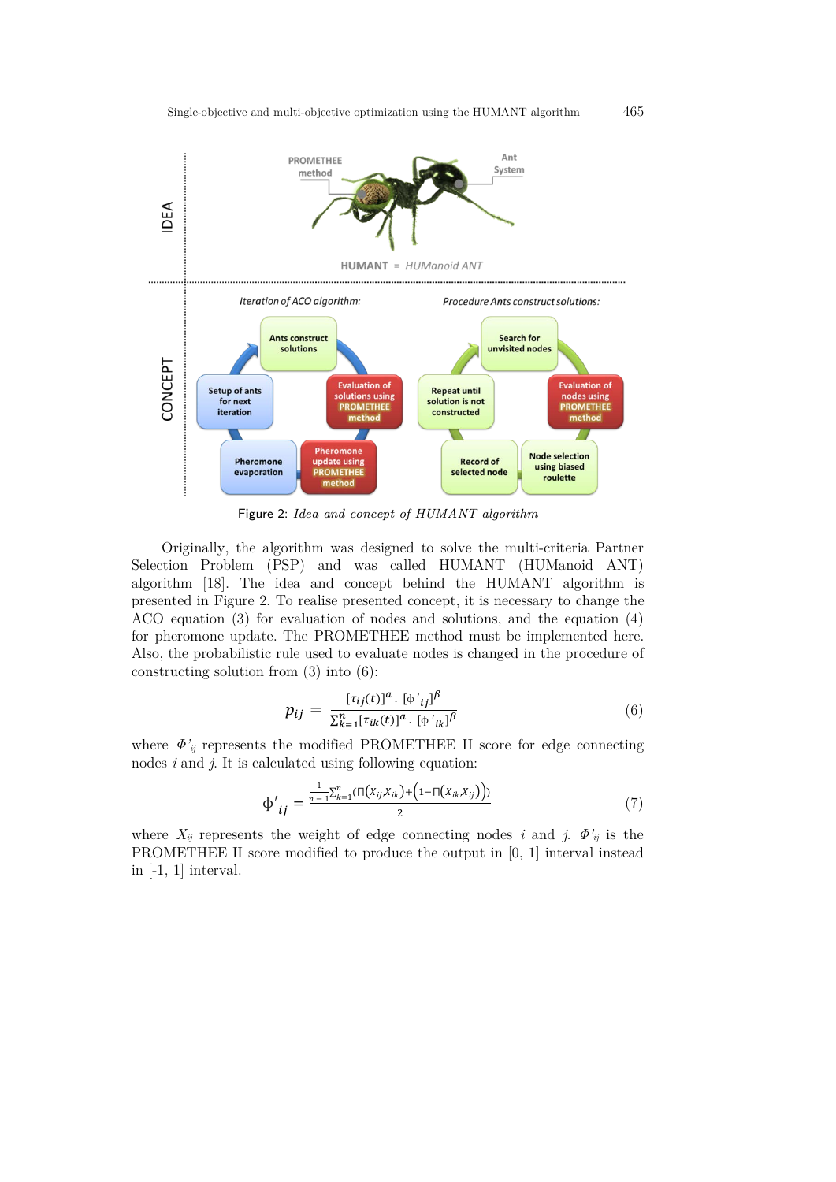Figure 2: *Idea and concept of HUMANT algorithm*

Originally, the algorithm was designed to solve the multi-criteria Partner Selection Problem (PSP) and was called HUMANT (HUManiod ANT) algorithm [18]. The idea and concept behind the HUMANT algorithm is presented in Figure 2. To realise presented concept, it is necessary to change the ACO equation (3) for evaluation of nodes and solutions, and the equation (4) for pheromone update. The PROMETHEE method must be implemented here. Also, the probabilistic rule used to evaluate nodes is changed in the procedure of constructing solution from (3) into (6):

$$p_{ij} = \frac{[\tau_{ij}(t)]^{\alpha} \cdot [\Phi'_{ij}]^{\beta}}{\sum_{k=1}^{n}[\tau_{ik}(t)]^{\alpha} \cdot [\Phi'_{ik}]^{\beta}} \tag{6}$$

where $\Phi'_{ij}$ represents the modified PROMETHEE II score for edge connecting nodes $i$ and $j$. It is calculated using following equation:

$$\Phi'_{ij} = \frac{\frac{1}{n-1}\sum_{k=1}^{n}\left(\Pi\left(X_{ij}, X_{ik}\right) + \left(1 - \Pi\left(X_{ik}, X_{ij}\right)\right)\right)}{2} \tag{7}$$

where $X_{ij}$ represents the weight of edge connecting nodes $i$ and $j$. $\Phi'_{ij}$ is the PROMETHEE II score modified to produce the output in [0, 1] interval instead in [-1, 1] interval.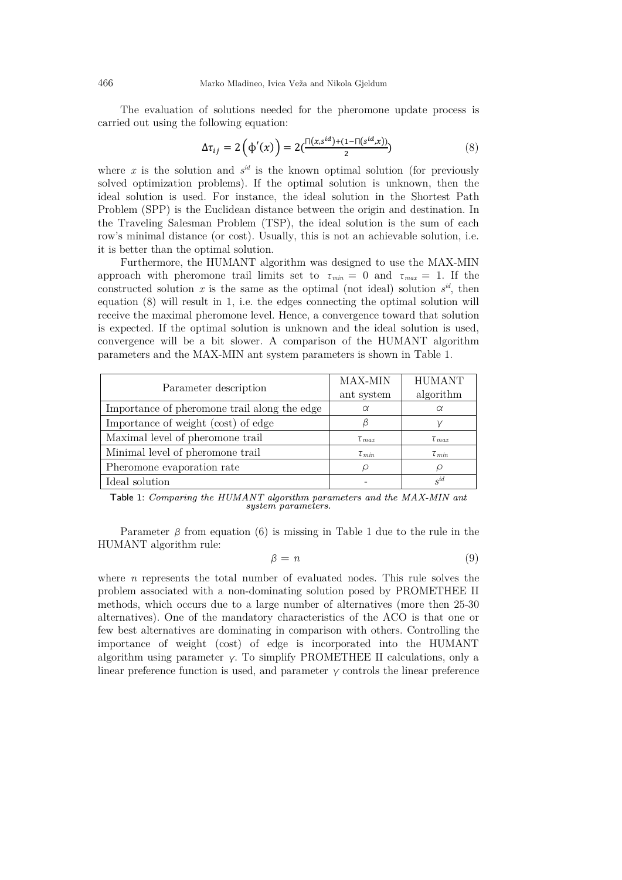The evaluation of solutions needed for the pheromone update process is carried out using the following equation:

$$\Delta\tau_{ij} = 2\left(\phi'(x)\right) = 2\left(\frac{\Pi(x,s^{id}) + (1 - \Pi(s^{id},x))}{2}\right) \tag{8}$$

where $x$ is the solution and $s^{id}$ is the known optimal solution (for previously solved optimization problems). If the optimal solution is unknown, then the ideal solution is used. For instance, the ideal solution in the Shortest Path Problem (SPP) is the Euclidean distance between the origin and destination. In the Traveling Salesman Problem (TSP), the ideal solution is the sum of each row's minimal distance (or cost). Usually, this is not an achievable solution, i.e. it is better than the optimal solution.

Furthermore, the HUMANT algorithm was designed to use the MAX-MIN approach with pheromone trail limits set to $\tau_{min} = 0$ and $\tau_{max} = 1$. If the constructed solution $x$ is the same as the optimal (not ideal) solution $s^{id}$, then equation (8) will result in 1, i.e. the edges connecting the optimal solution will receive the maximal pheromone level. Hence, a convergence toward that solution is expected. If the optimal solution is unknown and the ideal solution is used, convergence will be a bit slower. A comparison of the HUMANT algorithm parameters and the MAX-MIN ant system parameters is shown in Table 1.

| Parameter description | MAX-MIN ant system | HUMANT algorithm |
|---|---|---|
| Importance of pheromone trail along the edge | $\alpha$ | $\alpha$ |
| Importance of weight (cost) of edge | $\beta$ | $\gamma$ |
| Maximal level of pheromone trail | $\tau_{max}$ | $\tau_{max}$ |
| Minimal level of pheromone trail | $\tau_{min}$ | $\tau_{min}$ |
| Pheromone evaporation rate | $\rho$ | $\rho$ |
| Ideal solution | - | $s^{id}$ |

Table 1: *Comparing the HUMANT algorithm parameters and the MAX-MIN ant system parameters.*

Parameter $\beta$ from equation (6) is missing in Table 1 due to the rule in the HUMANT algorithm rule:

$$\beta = n \tag{9}$$

where $n$ represents the total number of evaluated nodes. This rule solves the problem associated with a non-dominating solution posed by PROMETHEE II methods, which occurs due to a large number of alternatives (more then 25-30 alternatives). One of the mandatory characteristics of the ACO is that one or few best alternatives are dominating in comparison with others. Controlling the importance of weight (cost) of edge is incorporated into the HUMANT algorithm using parameter $\gamma$. To simplify PROMETHEE II calculations, only a linear preference function is used, and parameter $\gamma$ controls the linear preference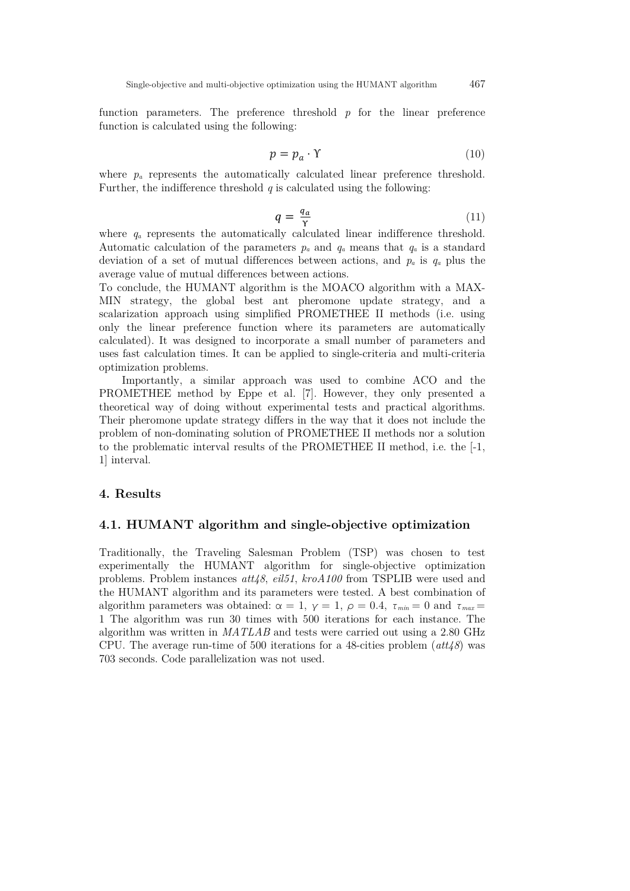function parameters. The preference threshold $p$ for the linear preference function is calculated using the following:

$$p = p_a \cdot \Upsilon \tag{10}$$

where $p_a$ represents the automatically calculated linear preference threshold. Further, the indifference threshold $q$ is calculated using the following:

$$q = \frac{q_a}{\Upsilon} \tag{11}$$

where $q_a$ represents the automatically calculated linear indifference threshold. Automatic calculation of the parameters $p_a$ and $q_a$ means that $q_a$ is a standard deviation of a set of mutual differences between actions, and $p_a$ is $q_a$ plus the average value of mutual differences between actions.

To conclude, the HUMANT algorithm is the MOACO algorithm with a MAX-MIN strategy, the global best ant pheromone update strategy, and a scalarization approach using simplified PROMETHEE II methods (i.e. using only the linear preference function where its parameters are automatically calculated). It was designed to incorporate a small number of parameters and uses fast calculation times. It can be applied to single-criteria and multi-criteria optimization problems.

Importantly, a similar approach was used to combine ACO and the PROMETHEE method by Eppe et al. [7]. However, they only presented a theoretical way of doing without experimental tests and practical algorithms. Their pheromone update strategy differs in the way that it does not include the problem of non-dominating solution of PROMETHEE II methods nor a solution to the problematic interval results of the PROMETHEE II method, i.e. the [-1, 1] interval.

## 4. Results

### 4.1. HUMANT algorithm and single-objective optimization

Traditionally, the Traveling Salesman Problem (TSP) was chosen to test experimentally the HUMANT algorithm for single-objective optimization problems. Problem instances *att48*, *eil51*, *kroA100* from TSPLIB were used and the HUMANT algorithm and its parameters were tested. A best combination of algorithm parameters was obtained: $\alpha = 1$, $\gamma = 1$, $\rho = 0.4$, $\tau_{min} = 0$ and $\tau_{max} = 1$ The algorithm was run 30 times with 500 iterations for each instance. The algorithm was written in *MATLAB* and tests were carried out using a 2.80 GHz CPU. The average run-time of 500 iterations for a 48-cities problem (*att48*) was 703 seconds. Code parallelization was not used.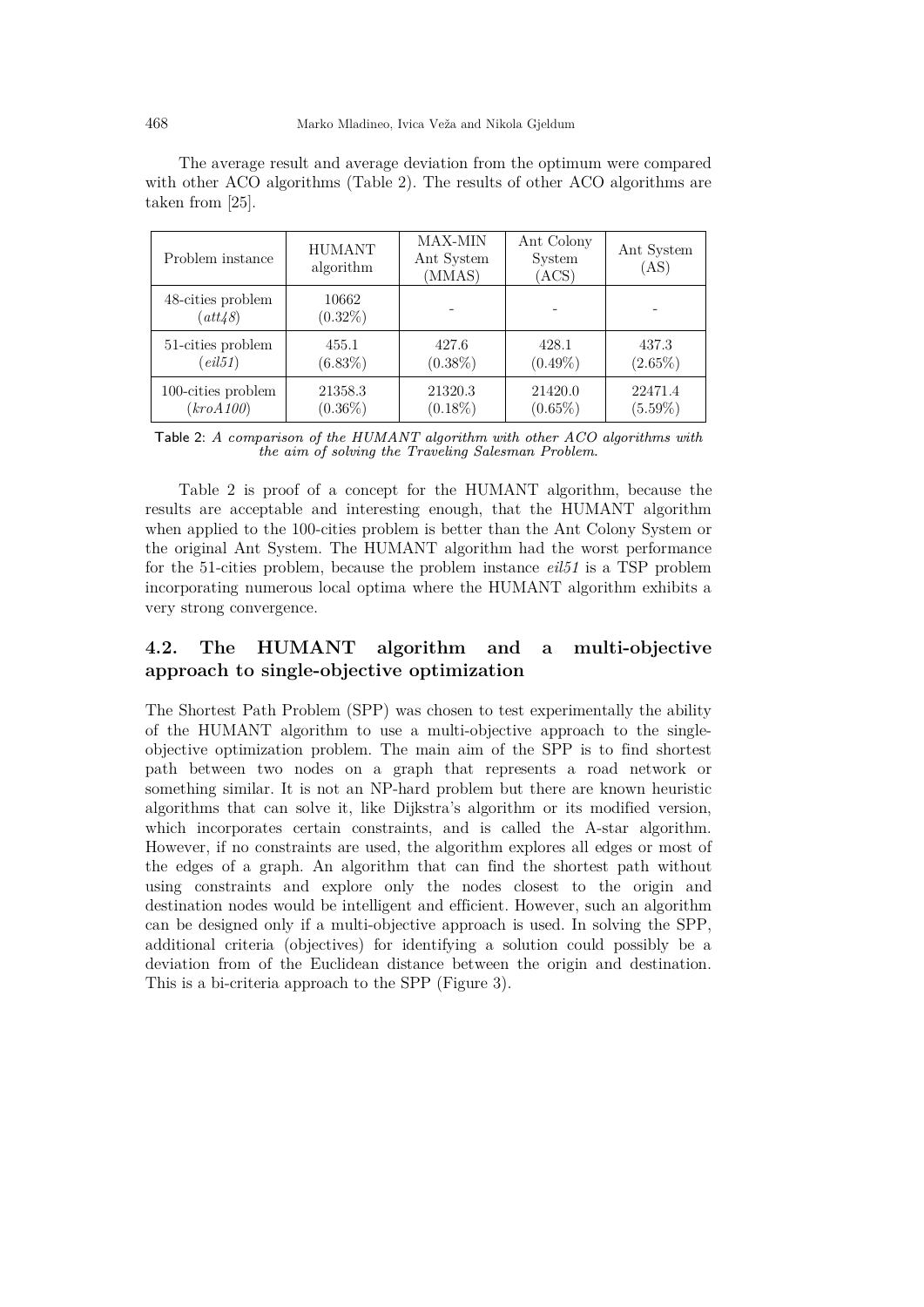The average result and average deviation from the optimum were compared with other ACO algorithms (Table 2). The results of other ACO algorithms are taken from [25].

| Problem instance | HUMANT algorithm | MAX-MIN Ant System (MMAS) | Ant Colony System (ACS) | Ant System (AS) |
|---|---|---|---|---|
| 48-cities problem (*att48*) | 10662 (0.32%) | - | - | - |
| 51-cities problem (*eil51*) | 455.1 (6.83%) | 427.6 (0.38%) | 428.1 (0.49%) | 437.3 (2.65%) |
| 100-cities problem (*kroA100*) | 21358.3 (0.36%) | 21320.3 (0.18%) | 21420.0 (0.65%) | 22471.4 (5.59%) |

Table 2: *A comparison of the HUMANT algorithm with other ACO algorithms with the aim of solving the Traveling Salesman Problem.*

Table 2 is proof of a concept for the HUMANT algorithm, because the results are acceptable and interesting enough, that the HUMANT algorithm when applied to the 100-cities problem is better than the Ant Colony System or the original Ant System. The HUMANT algorithm had the worst performance for the 51-cities problem, because the problem instance *eil51* is a TSP problem incorporating numerous local optima where the HUMANT algorithm exhibits a very strong convergence.

### 4.2. The HUMANT algorithm and a multi-objective approach to single-objective optimization

The Shortest Path Problem (SPP) was chosen to test experimentally the ability of the HUMANT algorithm to use a multi-objective approach to the single-objective optimization problem. The main aim of the SPP is to find shortest path between two nodes on a graph that represents a road network or something similar. It is not an NP-hard problem but there are known heuristic algorithms that can solve it, like Dijkstra's algorithm or its modified version, which incorporates certain constraints, and is called the A-star algorithm. However, if no constraints are used, the algorithm explores all edges or most of the edges of a graph. An algorithm that can find the shortest path without using constraints and explore only the nodes closest to the origin and destination nodes would be intelligent and efficient. However, such an algorithm can be designed only if a multi-objective approach is used. In solving the SPP, additional criteria (objectives) for identifying a solution could possibly be a deviation from of the Euclidean distance between the origin and destination. This is a bi-criteria approach to the SPP (Figure 3).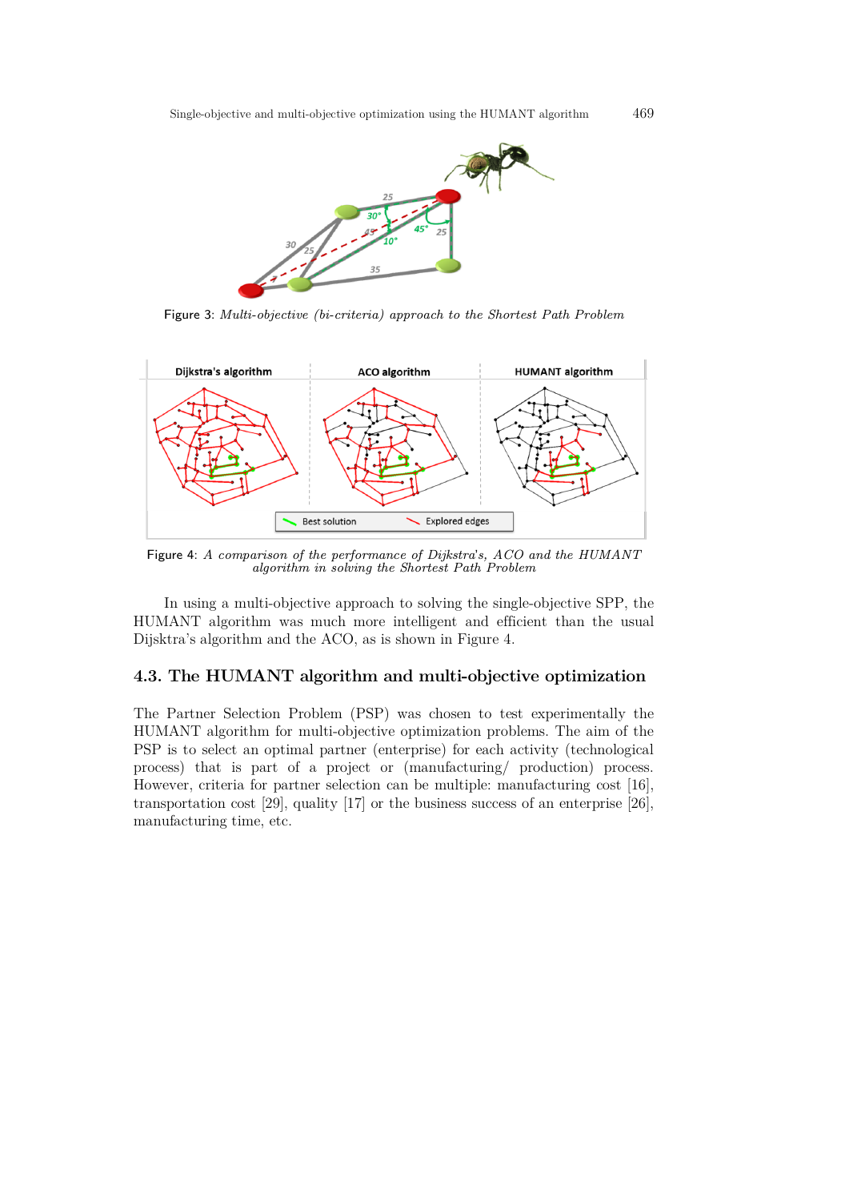Figure 3: *Multi-objective (bi-criteria) approach to the Shortest Path Problem*

Figure 4: *A comparison of the performance of Dijkstra's, ACO and the HUMANT algorithm in solving the Shortest Path Problem*

In using a multi-objective approach to solving the single-objective SPP, the HUMANT algorithm was much more intelligent and efficient than the usual Dijsktra's algorithm and the ACO, as is shown in Figure 4.

### 4.3. The HUMANT algorithm and multi-objective optimization

The Partner Selection Problem (PSP) was chosen to test experimentally the HUMANT algorithm for multi-objective optimization problems. The aim of the PSP is to select an optimal partner (enterprise) for each activity (technological process) that is part of a project or (manufacturing/ production) process. However, criteria for partner selection can be multiple: manufacturing cost [16], transportation cost [29], quality [17] or the business success of an enterprise [26], manufacturing time, etc.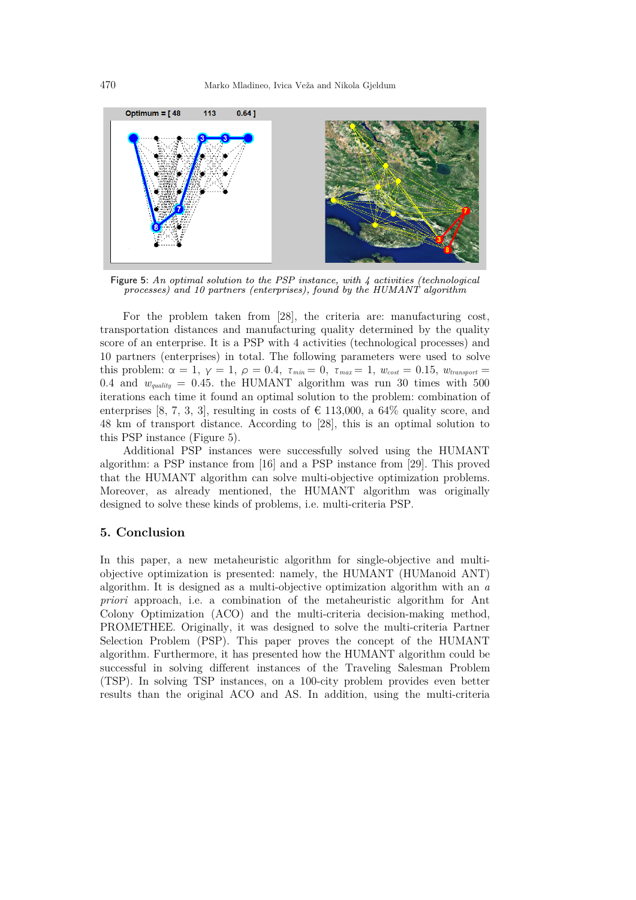Figure 5: *An optimal solution to the PSP instance, with 4 activities (technological processes) and 10 partners (enterprises), found by the HUMANT algorithm*

For the problem taken from [28], the criteria are: manufacturing cost, transportation distances and manufacturing quality determined by the quality score of an enterprise. It is a PSP with 4 activities (technological processes) and 10 partners (enterprises) in total. The following parameters were used to solve this problem: $\alpha = 1$, $\gamma = 1$, $\rho = 0.4$, $\tau_{min} = 0$, $\tau_{max} = 1$, $w_{cost} = 0.15$, $w_{transport} = 0.4$ and $w_{quality} = 0.45$. the HUMANT algorithm was run 30 times with 500 iterations each time it found an optimal solution to the problem: combination of enterprises [8, 7, 3, 3], resulting in costs of € 113,000, a 64% quality score, and 48 km of transport distance. According to [28], this is an optimal solution to this PSP instance (Figure 5).

Additional PSP instances were successfully solved using the HUMANT algorithm: a PSP instance from [16] and a PSP instance from [29]. This proved that the HUMANT algorithm can solve multi-objective optimization problems. Moreover, as already mentioned, the HUMANT algorithm was originally designed to solve these kinds of problems, i.e. multi-criteria PSP.

## 5. Conclusion

In this paper, a new metaheuristic algorithm for single-objective and multi-objective optimization is presented: namely, the HUMANT (HUManoid ANT) algorithm. It is designed as a multi-objective optimization algorithm with an *a priori* approach, i.e. a combination of the metaheuristic algorithm for Ant Colony Optimization (ACO) and the multi-criteria decision-making method, PROMETHEE. Originally, it was designed to solve the multi-criteria Partner Selection Problem (PSP). This paper proves the concept of the HUMANT algorithm. Furthermore, it has presented how the HUMANT algorithm could be successful in solving different instances of the Traveling Salesman Problem (TSP). In solving TSP instances, on a 100-city problem provides even better results than the original ACO and AS. In addition, using the multi-criteria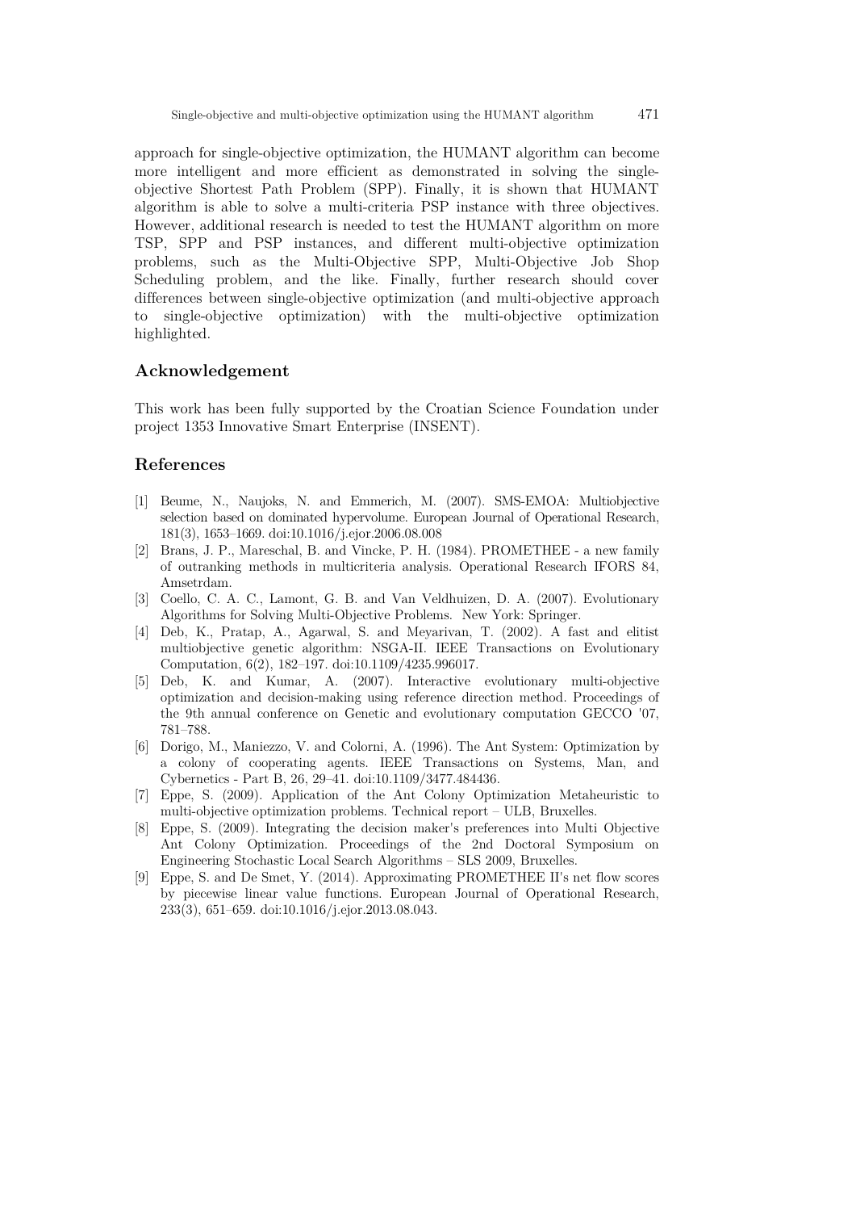approach for single-objective optimization, the HUMANT algorithm can become more intelligent and more efficient as demonstrated in solving the single-objective Shortest Path Problem (SPP). Finally, it is shown that HUMANT algorithm is able to solve a multi-criteria PSP instance with three objectives. However, additional research is needed to test the HUMANT algorithm on more TSP, SPP and PSP instances, and different multi-objective optimization problems, such as the Multi-Objective SPP, Multi-Objective Job Shop Scheduling problem, and the like. Finally, further research should cover differences between single-objective optimization (and multi-objective approach to single-objective optimization) with the multi-objective optimization highlighted.

## Acknowledgement

This work has been fully supported by the Croatian Science Foundation under project 1353 Innovative Smart Enterprise (INSENT).

## References

[1] Beume, N., Naujoks, N. and Emmerich, M. (2007). SMS-EMOA: Multiobjective selection based on dominated hypervolume. European Journal of Operational Research, 181(3), 1653–1669. doi:10.1016/j.ejor.2006.08.008

[2] Brans, J. P., Mareschal, B. and Vincke, P. H. (1984). PROMETHEE - a new family of outranking methods in multicriteria analysis. Operational Research IFORS 84, Amsetrdam.

[3] Coello, C. A. C., Lamont, G. B. and Van Veldhuizen, D. A. (2007). Evolutionary Algorithms for Solving Multi-Objective Problems. New York: Springer.

[4] Deb, K., Pratap, A., Agarwal, S. and Meyarivan, T. (2002). A fast and elitist multiobjective genetic algorithm: NSGA-II. IEEE Transactions on Evolutionary Computation, 6(2), 182–197. doi:10.1109/4235.996017.

[5] Deb, K. and Kumar, A. (2007). Interactive evolutionary multi-objective optimization and decision-making using reference direction method. Proceedings of the 9th annual conference on Genetic and evolutionary computation GECCO '07, 781–788.

[6] Dorigo, M., Maniezzo, V. and Colorni, A. (1996). The Ant System: Optimization by a colony of cooperating agents. IEEE Transactions on Systems, Man, and Cybernetics - Part B, 26, 29–41. doi:10.1109/3477.484436.

[7] Eppe, S. (2009). Application of the Ant Colony Optimization Metaheuristic to multi-objective optimization problems. Technical report – ULB, Bruxelles.

[8] Eppe, S. (2009). Integrating the decision maker's preferences into Multi Objective Ant Colony Optimization. Proceedings of the 2nd Doctoral Symposium on Engineering Stochastic Local Search Algorithms – SLS 2009, Bruxelles.

[9] Eppe, S. and De Smet, Y. (2014). Approximating PROMETHEE II's net flow scores by piecewise linear value functions. European Journal of Operational Research, 233(3), 651–659. doi:10.1016/j.ejor.2013.08.043.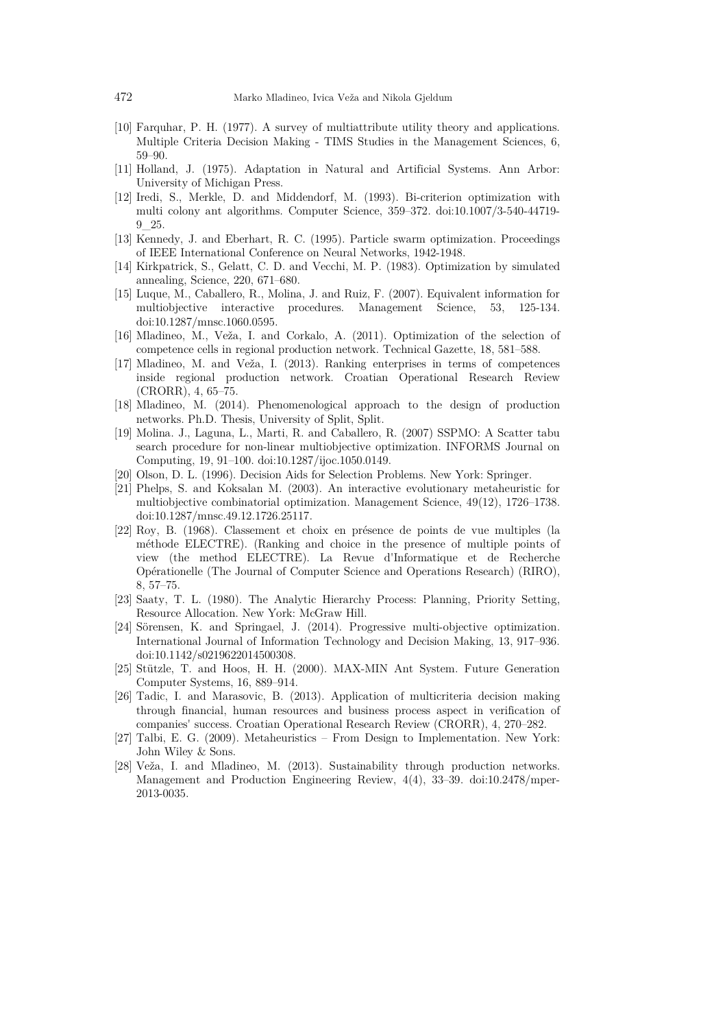[10] Farquhar, P. H. (1977). A survey of multiattribute utility theory and applications. Multiple Criteria Decision Making - TIMS Studies in the Management Sciences, 6, 59–90.

[11] Holland, J. (1975). Adaptation in Natural and Artificial Systems. Ann Arbor: University of Michigan Press.

[12] Iredi, S., Merkle, D. and Middendorf, M. (1993). Bi-criterion optimization with multi colony ant algorithms. Computer Science, 359–372. doi:10.1007/3-540-44719-9_25.

[13] Kennedy, J. and Eberhart, R. C. (1995). Particle swarm optimization. Proceedings of IEEE International Conference on Neural Networks, 1942-1948.

[14] Kirkpatrick, S., Gelatt, C. D. and Vecchi, M. P. (1983). Optimization by simulated annealing, Science, 220, 671–680.

[15] Luque, M., Caballero, R., Molina, J. and Ruiz, F. (2007). Equivalent information for multiobjective interactive procedures. Management Science, 53, 125-134. doi:10.1287/mnsc.1060.0595.

[16] Mladineo, M., Veža, I. and Corkalo, A. (2011). Optimization of the selection of competence cells in regional production network. Technical Gazette, 18, 581–588.

[17] Mladineo, M. and Veža, I. (2013). Ranking enterprises in terms of competences inside regional production network. Croatian Operational Research Review (CRORR), 4, 65–75.

[18] Mladineo, M. (2014). Phenomenological approach to the design of production networks. Ph.D. Thesis, University of Split, Split.

[19] Molina. J., Laguna, L., Marti, R. and Caballero, R. (2007) SSPMO: A Scatter tabu search procedure for non-linear multiobjective optimization. INFORMS Journal on Computing, 19, 91–100. doi:10.1287/ijoc.1050.0149.

[20] Olson, D. L. (1996). Decision Aids for Selection Problems. New York: Springer.

[21] Phelps, S. and Koksalan M. (2003). An interactive evolutionary metaheuristic for multiobjective combinatorial optimization. Management Science, 49(12), 1726–1738. doi:10.1287/mnsc.49.12.1726.25117.

[22] Roy, B. (1968). Classement et choix en présence de points de vue multiples (la méthode ELECTRE). (Ranking and choice in the presence of multiple points of view (the method ELECTRE). La Revue d'Informatique et de Recherche Opérationelle (The Journal of Computer Science and Operations Research) (RIRO), 8, 57–75.

[23] Saaty, T. L. (1980). The Analytic Hierarchy Process: Planning, Priority Setting, Resource Allocation. New York: McGraw Hill.

[24] Sörensen, K. and Springael, J. (2014). Progressive multi-objective optimization. International Journal of Information Technology and Decision Making, 13, 917–936. doi:10.1142/s0219622014500308.

[25] Stützle, T. and Hoos, H. H. (2000). MAX-MIN Ant System. Future Generation Computer Systems, 16, 889–914.

[26] Tadic, I. and Marasovic, B. (2013). Application of multicriteria decision making through financial, human resources and business process aspect in verification of companies' success. Croatian Operational Research Review (CRORR), 4, 270–282.

[27] Talbi, E. G. (2009). Metaheuristics – From Design to Implementation. New York: John Wiley & Sons.

[28] Veža, I. and Mladineo, M. (2013). Sustainability through production networks. Management and Production Engineering Review, 4(4), 33–39. doi:10.2478/mper-2013-0035.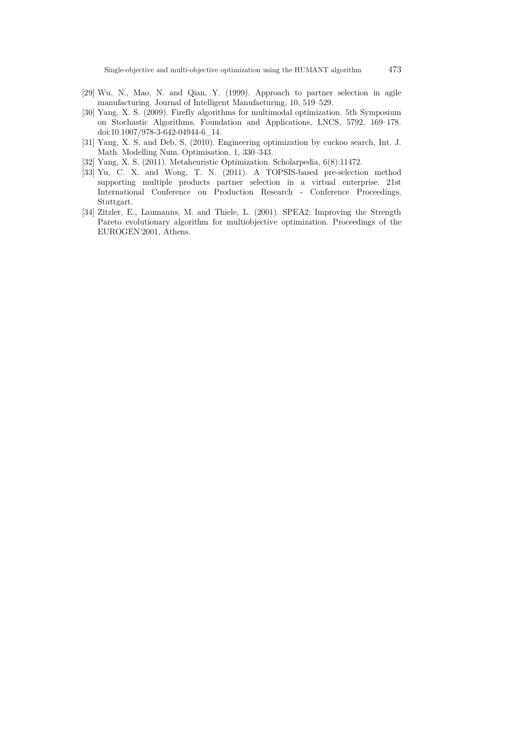[29] Wu, N., Mao, N. and Qian, Y. (1999). Approach to partner selection in agile manufacturing. Journal of Intelligent Manufacturing, 10, 519–529.

[30] Yang, X. S. (2009). Firefly algorithms for multimodal optimization. 5th Symposium on Stochastic Algorithms, Foundation and Applications, LNCS, 5792, 169–178. doi:10.1007/978-3-642-04944-6_14.

[31] Yang, X. S. and Deb, S. (2010). Engineering optimization by cuckoo search, Int. J. Math. Modelling Num. Optimisation, 1, 330–343.

[32] Yang, X. S. (2011). Metaheuristic Optimization. Scholarpedia, 6(8):11472.

[33] Yu, C. X. and Wong, T. N. (2011). A TOPSIS-based pre-selection method supporting multiple products partner selection in a virtual enterprise. 21st International Conference on Production Research - Conference Proceedings, Stuttgart.

[34] Zitzler, E., Laumanns, M. and Thiele, L. (2001). SPEA2: Improving the Strength Pareto evolutionary algorithm for multiobjective optimization. Proceedings of the EUROGEN'2001, Athens.